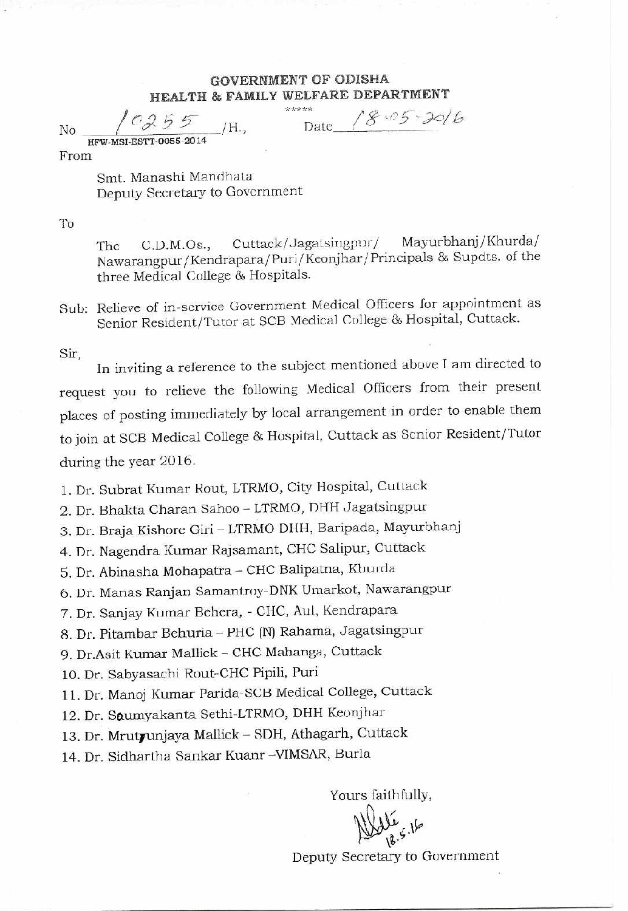**GOVERNMENT OF ODISHA**
**HEALTH & FAMILY WELFARE DEPARTMENT**

\*\*\*\*\*

No 10255 /H., Date 18.05.2016

HFW-MSI-ESTT-0055-2014

From

Smt. Manashi Mandhata
Deputy Secretary to Government

To

The C.D.M.Os., Cuttack/Jagatsingpur/ Mayurbhanj/Khurda/ Nawarangpur/Kendrapara/Puri/Keonjhar/Principals & Supdts. of the three Medical College & Hospitals.

Sub: Relieve of in-service Government Medical Officers for appointment as Senior Resident/Tutor at SCB Medical College & Hospital, Cuttack.

Sir,

In inviting a reference to the subject mentioned above I am directed to request you to relieve the following Medical Officers from their present places of posting immediately by local arrangement in order to enable them to join at SCB Medical College & Hospital, Cuttack as Senior Resident/Tutor during the year 2016.

1. Dr. Subrat Kumar Rout, LTRMO, City Hospital, Cuttack
2. Dr. Bhakta Charan Sahoo – LTRMO, DHH Jagatsingpur
3. Dr. Braja Kishore Giri – LTRMO DHH, Baripada, Mayurbhanj
4. Dr. Nagendra Kumar Rajsamant, CHC Salipur, Cuttack
5. Dr. Abinasha Mohapatra – CHC Balipatna, Khurda
6. Dr. Manas Ranjan Samantroy-DNK Umarkot, Nawarangpur
7. Dr. Sanjay Kumar Behera, - CHC, Aul, Kendrapara
8. Dr. Pitambar Behuria – PHC (N) Rahama, Jagatsingpur
9. Dr.Asit Kumar Mallick – CHC Mahanga, Cuttack
10. Dr. Sabyasachi Rout-CHC Pipili, Puri
11. Dr. Manoj Kumar Parida-SCB Medical College, Cuttack
12. Dr. Soumyakanta Sethi-LTRMO, DHH Keonjhar
13. Dr. Mrutyunjaya Mallick – SDH, Athagarh, Cuttack
14. Dr. Sidhartha Sankar Kuanr –VIMSAR, Burla

Yours faithfully,

18.5.16

Deputy Secretary to Government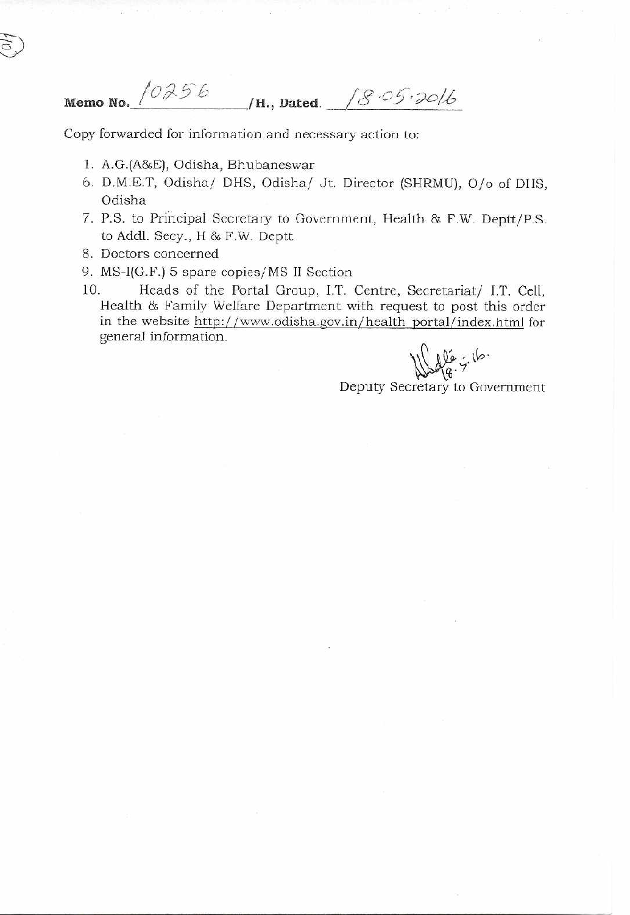Memo No. 10256 /H., Dated. 18.05.2016

Copy forwarded for information and necessary action to:

1. A.G.(A&E), Odisha, Bhubaneswar
6. D.M.E.T, Odisha/ DHS, Odisha/ Jt. Director (SHRMU), O/o of DHS, Odisha
7. P.S. to Principal Secretary to Government, Health & F.W. Deptt/P.S. to Addl. Secy., H & F.W. Deptt
8. Doctors concerned
9. MS-I(G.F.) 5 spare copies/MS II Section
10. Heads of the Portal Group, I.T. Centre, Secretariat/ I.T. Cell, Health & Family Welfare Department with request to post this order in the website http://www.odisha.gov.in/health_portal/index.html for general information.

18.5.16.

Deputy Secretary to Government